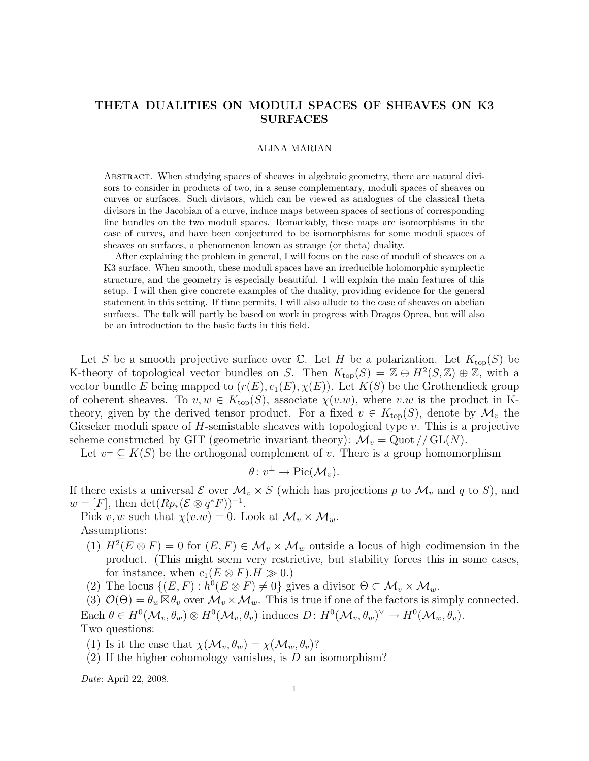# THETA DUALITIES ON MODULI SPACES OF SHEAVES ON K3 SURFACES

ALINA MARIAN

**Abstract.** When studying spaces of sheaves in algebraic geometry, there are natural divisors to consider in products of two, in a sense complementary, moduli spaces of sheaves on curves or surfaces. Such divisors, which can be viewed as analogues of the classical theta divisors in the Jacobian of a curve, induce maps between spaces of sections of corresponding line bundles on the two moduli spaces. Remarkably, these maps are isomorphisms in the case of curves, and have been conjectured to be isomorphisms for some moduli spaces of sheaves on surfaces, a phenomenon known as strange (or theta) duality.

After explaining the problem in general, I will focus on the case of moduli of sheaves on a K3 surface. When smooth, these moduli spaces have an irreducible holomorphic symplectic structure, and the geometry is especially beautiful. I will explain the main features of this setup. I will then give concrete examples of the duality, providing evidence for the general statement in this setting. If time permits, I will also allude to the case of sheaves on abelian surfaces. The talk will partly be based on work in progress with Dragos Oprea, but will also be an introduction to the basic facts in this field.

Let $S$ be a smooth projective surface over $\mathbb{C}$. Let $H$ be a polarization. Let $K_{\text{top}}(S)$ be K-theory of topological vector bundles on $S$. Then $K_{\text{top}}(S) = \mathbb{Z} \oplus H^2(S, \mathbb{Z}) \oplus \mathbb{Z}$, with a vector bundle $E$ being mapped to $(r(E), c_1(E), \chi(E))$. Let $K(S)$ be the Grothendieck group of coherent sheaves. To $v, w \in K_{\text{top}}(S)$, associate $\chi(v.w)$, where $v.w$ is the product in K-theory, given by the derived tensor product. For a fixed $v \in K_{\text{top}}(S)$, denote by $\mathcal{M}_v$ the Gieseker moduli space of $H$-semistable sheaves with topological type $v$. This is a projective scheme constructed by GIT (geometric invariant theory): $\mathcal{M}_v = \text{Quot} /\!/ \text{GL}(N)$.

Let $v^\perp \subseteq K(S)$ be the orthogonal complement of $v$. There is a group homomorphism

$$\theta\colon v^\perp \to \text{Pic}(\mathcal{M}_v).$$

If there exists a universal $\mathcal{E}$ over $\mathcal{M}_v \times S$ (which has projections $p$ to $\mathcal{M}_v$ and $q$ to $S$), and $w = [F]$, then $\det(Rp_*(\mathcal{E} \otimes q^*F))^{-1}$.

Pick $v, w$ such that $\chi(v.w) = 0$. Look at $\mathcal{M}_v \times \mathcal{M}_w$.

Assumptions:

1. $H^2(E \otimes F) = 0$ for $(E, F) \in \mathcal{M}_v \times \mathcal{M}_w$ outside a locus of high codimension in the product. (This might seem very restrictive, but stability forces this in some cases, for instance, when $c_1(E \otimes F).H \gg 0$.)
2. The locus $\{(E, F) : h^0(E \otimes F) \neq 0\}$ gives a divisor $\Theta \subset \mathcal{M}_v \times \mathcal{M}_w$.
3. $\mathcal{O}(\Theta) = \theta_w \boxtimes \theta_v$ over $\mathcal{M}_v \times \mathcal{M}_w$. This is true if one of the factors is simply connected.

Each $\theta \in H^0(\mathcal{M}_v, \theta_w) \otimes H^0(\mathcal{M}_v, \theta_v)$ induces $D\colon H^0(\mathcal{M}_v, \theta_w)^\vee \to H^0(\mathcal{M}_w, \theta_v)$.

Two questions:

1. Is it the case that $\chi(\mathcal{M}_v, \theta_w) = \chi(\mathcal{M}_w, \theta_v)$?
2. If the higher cohomology vanishes, is $D$ an isomorphism?

*Date*: April 22, 2008.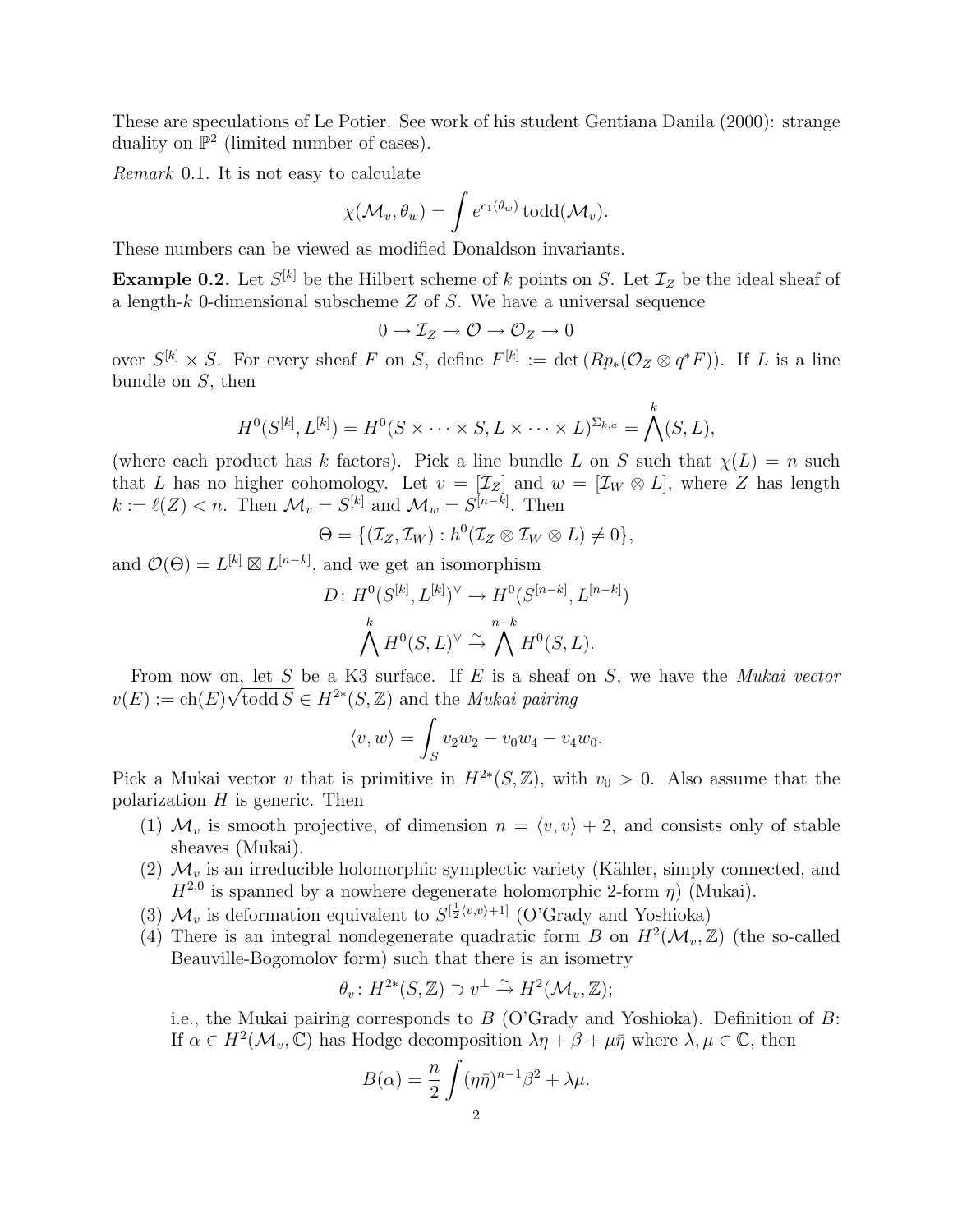These are speculations of Le Potier. See work of his student Gentiana Danila (2000): strange duality on $\mathbb{P}^2$ (limited number of cases).

*Remark* 0.1. It is not easy to calculate

$$\chi(\mathcal{M}_v, \theta_w) = \int e^{c_1(\theta_w)} \operatorname{todd}(\mathcal{M}_v).$$

These numbers can be viewed as modified Donaldson invariants.

**Example 0.2.** Let $S^{[k]}$ be the Hilbert scheme of $k$ points on $S$. Let $\mathcal{I}_Z$ be the ideal sheaf of a length-$k$ 0-dimensional subscheme $Z$ of $S$. We have a universal sequence

$$0 \to \mathcal{I}_Z \to \mathcal{O} \to \mathcal{O}_Z \to 0$$

over $S^{[k]} \times S$. For every sheaf $F$ on $S$, define $F^{[k]} := \det(Rp_*(\mathcal{O}_Z \otimes q^* F))$. If $L$ is a line bundle on $S$, then

$$H^0(S^{[k]}, L^{[k]}) = H^0(S \times \cdots \times S, L \times \cdots \times L)^{\Sigma_{k,a}} = \bigwedge^k (S, L),$$

(where each product has $k$ factors). Pick a line bundle $L$ on $S$ such that $\chi(L) = n$ such that $L$ has no higher cohomology. Let $v = [\mathcal{I}_Z]$ and $w = [\mathcal{I}_W \otimes L]$, where $Z$ has length $k := \ell(Z) < n$. Then $\mathcal{M}_v = S^{[k]}$ and $\mathcal{M}_w = S^{[n-k]}$. Then

$$\Theta = \{(\mathcal{I}_Z, \mathcal{I}_W) : h^0(\mathcal{I}_Z \otimes \mathcal{I}_W \otimes L) \neq 0\},$$

and $\mathcal{O}(\Theta) = L^{[k]} \boxtimes L^{[n-k]}$, and we get an isomorphism

$$D \colon H^0(S^{[k]}, L^{[k]})^\vee \to H^0(S^{[n-k]}, L^{[n-k]})$$

$$\bigwedge^k H^0(S, L)^\vee \xrightarrow{\sim} \bigwedge^{n-k} H^0(S, L).$$

From now on, let $S$ be a K3 surface. If $E$ is a sheaf on $S$, we have the *Mukai vector* $v(E) := \operatorname{ch}(E)\sqrt{\operatorname{todd} S} \in H^{2*}(S, \mathbb{Z})$ and the *Mukai pairing*

$$\langle v, w \rangle = \int_S v_2 w_2 - v_0 w_4 - v_4 w_0.$$

Pick a Mukai vector $v$ that is primitive in $H^{2*}(S, \mathbb{Z})$, with $v_0 > 0$. Also assume that the polarization $H$ is generic. Then

1. $\mathcal{M}_v$ is smooth projective, of dimension $n = \langle v, v \rangle + 2$, and consists only of stable sheaves (Mukai).
2. $\mathcal{M}_v$ is an irreducible holomorphic symplectic variety (Kähler, simply connected, and $H^{2,0}$ is spanned by a nowhere degenerate holomorphic 2-form $\eta$) (Mukai).
3. $\mathcal{M}_v$ is deformation equivalent to $S^{[\frac{1}{2}\langle v, v \rangle + 1]}$ (O'Grady and Yoshioka)
4. There is an integral nondegenerate quadratic form $B$ on $H^2(\mathcal{M}_v, \mathbb{Z})$ (the so-called Beauville-Bogomolov form) such that there is an isometry

   $$\theta_v \colon H^{2*}(S, \mathbb{Z}) \supset v^\perp \xrightarrow{\sim} H^2(\mathcal{M}_v, \mathbb{Z});$$

   i.e., the Mukai pairing corresponds to $B$ (O'Grady and Yoshioka). Definition of $B$: If $\alpha \in H^2(\mathcal{M}_v, \mathbb{C})$ has Hodge decomposition $\lambda\eta + \beta + \mu\bar{\eta}$ where $\lambda, \mu \in \mathbb{C}$, then

   $$B(\alpha) = \frac{n}{2} \int (\eta\bar{\eta})^{n-1} \beta^2 + \lambda\mu.$$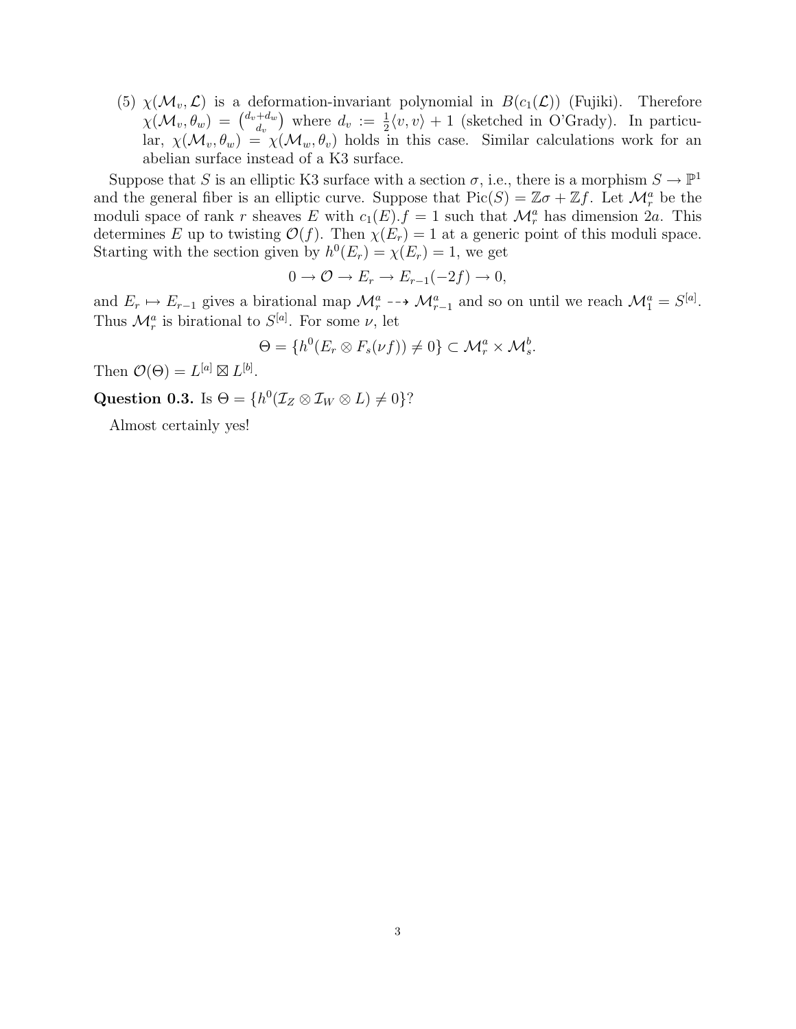(5) $\chi(\mathcal{M}_v, \mathcal{L})$ is a deformation-invariant polynomial in $B(c_1(\mathcal{L}))$ (Fujiki). Therefore $\chi(\mathcal{M}_v, \theta_w) = \binom{d_v+d_w}{d_v}$ where $d_v := \frac{1}{2}\langle v, v\rangle + 1$ (sketched in O'Grady). In particular, $\chi(\mathcal{M}_v, \theta_w) = \chi(\mathcal{M}_w, \theta_v)$ holds in this case. Similar calculations work for an abelian surface instead of a K3 surface.

Suppose that $S$ is an elliptic K3 surface with a section $\sigma$, i.e., there is a morphism $S \to \mathbb{P}^1$ and the general fiber is an elliptic curve. Suppose that $\mathrm{Pic}(S) = \mathbb{Z}\sigma + \mathbb{Z}f$. Let $\mathcal{M}_r^a$ be the moduli space of rank $r$ sheaves $E$ with $c_1(E).f = 1$ such that $\mathcal{M}_r^a$ has dimension $2a$. This determines $E$ up to twisting $\mathcal{O}(f)$. Then $\chi(E_r) = 1$ at a generic point of this moduli space. Starting with the section given by $h^0(E_r) = \chi(E_r) = 1$, we get

$$0 \to \mathcal{O} \to E_r \to E_{r-1}(-2f) \to 0,$$

and $E_r \mapsto E_{r-1}$ gives a birational map $\mathcal{M}_r^a \dashrightarrow \mathcal{M}_{r-1}^a$ and so on until we reach $\mathcal{M}_1^a = S^{[a]}$. Thus $\mathcal{M}_r^a$ is birational to $S^{[a]}$. For some $\nu$, let

$$\Theta = \{h^0(E_r \otimes F_s(\nu f)) \neq 0\} \subset \mathcal{M}_r^a \times \mathcal{M}_s^b.$$

Then $\mathcal{O}(\Theta) = L^{[a]} \boxtimes L^{[b]}$.

**Question 0.3.** Is $\Theta = \{h^0(\mathcal{I}_Z \otimes \mathcal{I}_W \otimes L) \neq 0\}$?

Almost certainly yes!